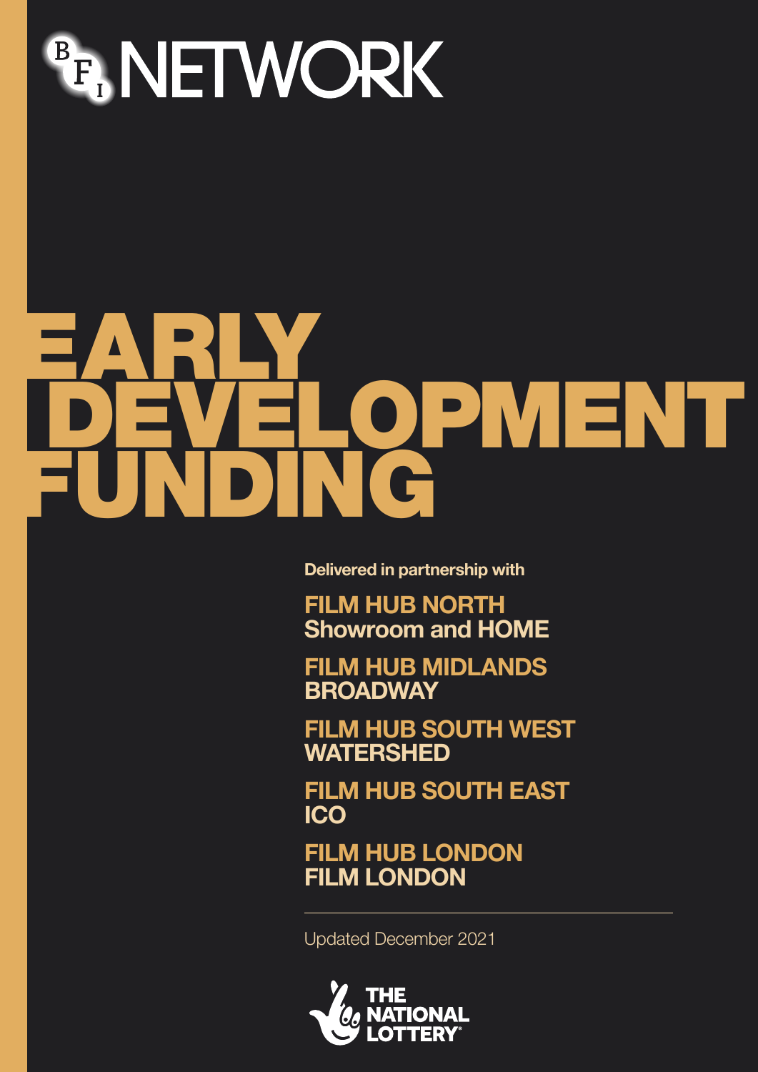# BFI NETWORK

# EARLY DEVELOPMENT FUNDING

**Delivered in partnership with**

**FILM HUB NORTH**
**Showroom and HOME**

**FILM HUB MIDLANDS**
**BROADWAY**

**FILM HUB SOUTH WEST**
**WATERSHED**

**FILM HUB SOUTH EAST**
**ICO**

**FILM HUB LONDON**
**FILM LONDON**

---

Updated December 2021

THE NATIONAL LOTTERY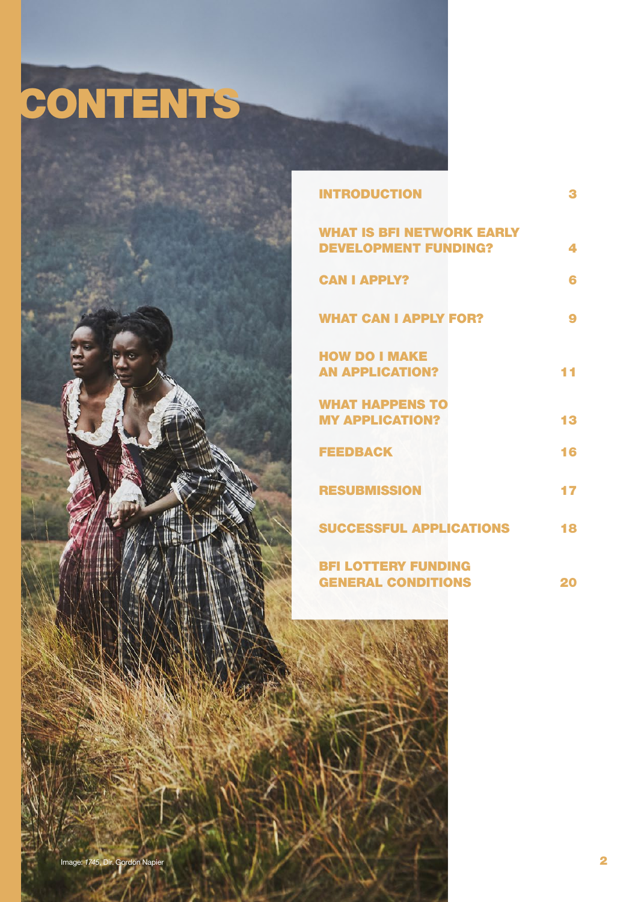# CONTENTS

| | |
|---|---|
| INTRODUCTION | 3 |
| WHAT IS BFI NETWORK EARLY DEVELOPMENT FUNDING? | 4 |
| CAN I APPLY? | 6 |
| WHAT CAN I APPLY FOR? | 9 |
| HOW DO I MAKE AN APPLICATION? | 11 |
| WHAT HAPPENS TO MY APPLICATION? | 13 |
| FEEDBACK | 16 |
| RESUBMISSION | 17 |
| SUCCESSFUL APPLICATIONS | 18 |
| BFI LOTTERY FUNDING GENERAL CONDITIONS | 20 |

Image: *1745*, Dir. Gordon Napier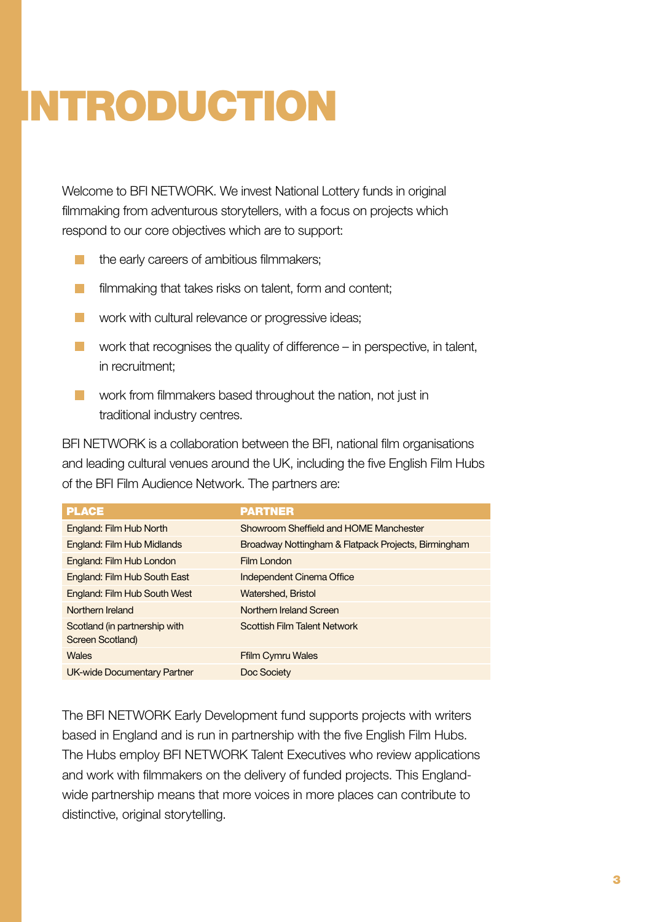# INTRODUCTION

Welcome to BFI NETWORK. We invest National Lottery funds in original filmmaking from adventurous storytellers, with a focus on projects which respond to our core objectives which are to support:

- the early careers of ambitious filmmakers;
- filmmaking that takes risks on talent, form and content;
- work with cultural relevance or progressive ideas;
- work that recognises the quality of difference – in perspective, in talent, in recruitment;
- work from filmmakers based throughout the nation, not just in traditional industry centres.

BFI NETWORK is a collaboration between the BFI, national film organisations and leading cultural venues around the UK, including the five English Film Hubs of the BFI Film Audience Network. The partners are:

| PLACE | PARTNER |
|---|---|
| England: Film Hub North | Showroom Sheffield and HOME Manchester |
| England: Film Hub Midlands | Broadway Nottingham & Flatpack Projects, Birmingham |
| England: Film Hub London | Film London |
| England: Film Hub South East | Independent Cinema Office |
| England: Film Hub South West | Watershed, Bristol |
| Northern Ireland | Northern Ireland Screen |
| Scotland (in partnership with Screen Scotland) | Scottish Film Talent Network |
| Wales | Ffilm Cymru Wales |
| UK-wide Documentary Partner | Doc Society |

The BFI NETWORK Early Development fund supports projects with writers based in England and is run in partnership with the five English Film Hubs. The Hubs employ BFI NETWORK Talent Executives who review applications and work with filmmakers on the delivery of funded projects. This England-wide partnership means that more voices in more places can contribute to distinctive, original storytelling.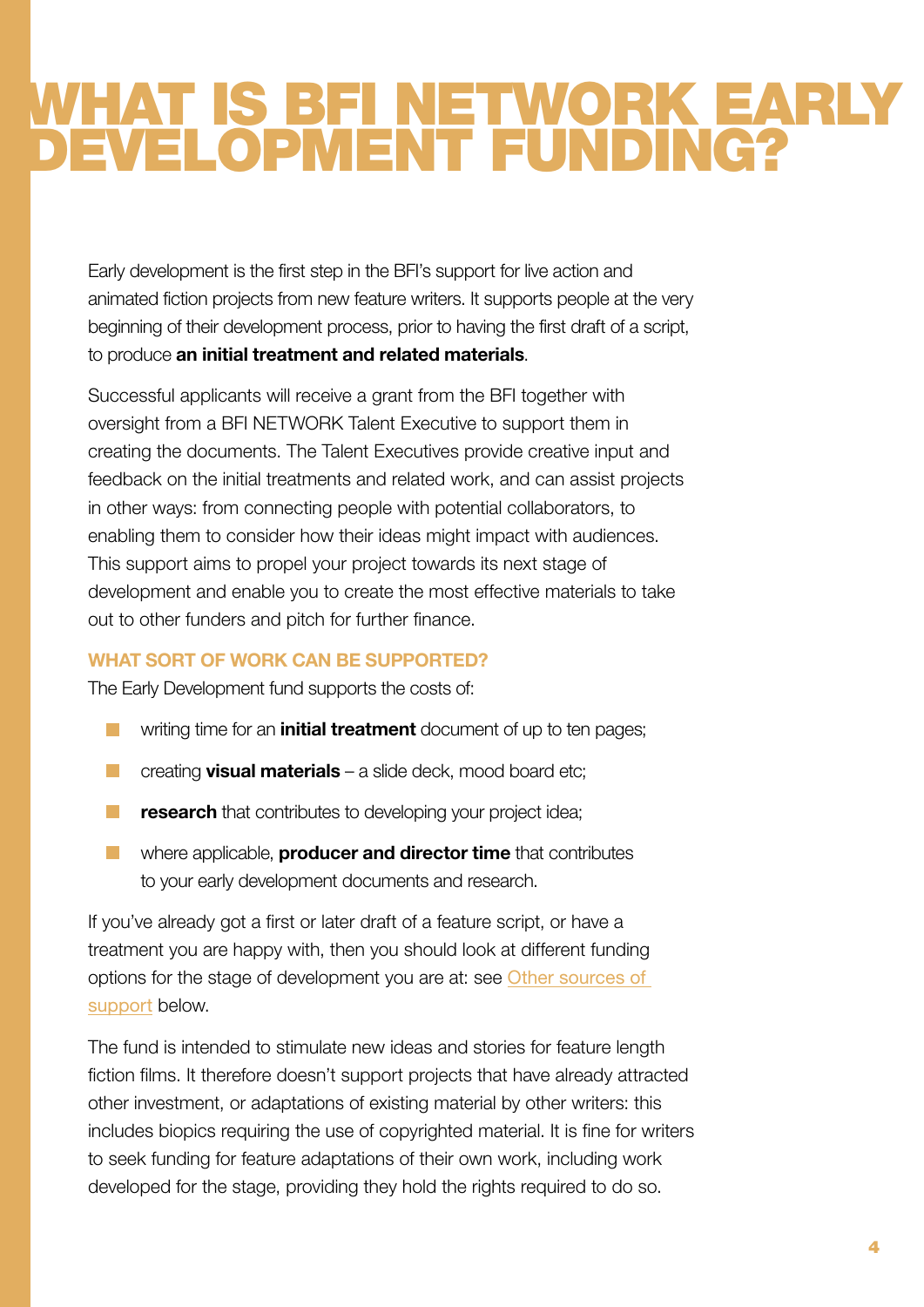# WHAT IS BFI NETWORK EARLY DEVELOPMENT FUNDING?

Early development is the first step in the BFI's support for live action and animated fiction projects from new feature writers. It supports people at the very beginning of their development process, prior to having the first draft of a script, to produce **an initial treatment and related materials**.

Successful applicants will receive a grant from the BFI together with oversight from a BFI NETWORK Talent Executive to support them in creating the documents. The Talent Executives provide creative input and feedback on the initial treatments and related work, and can assist projects in other ways: from connecting people with potential collaborators, to enabling them to consider how their ideas might impact with audiences. This support aims to propel your project towards its next stage of development and enable you to create the most effective materials to take out to other funders and pitch for further finance.

### WHAT SORT OF WORK CAN BE SUPPORTED?

The Early Development fund supports the costs of:

- writing time for an **initial treatment** document of up to ten pages;
- creating **visual materials** – a slide deck, mood board etc;
- **research** that contributes to developing your project idea;
- where applicable, **producer and director time** that contributes to your early development documents and research.

If you've already got a first or later draft of a feature script, or have a treatment you are happy with, then you should look at different funding options for the stage of development you are at: see Other sources of support below.

The fund is intended to stimulate new ideas and stories for feature length fiction films. It therefore doesn't support projects that have already attracted other investment, or adaptations of existing material by other writers: this includes biopics requiring the use of copyrighted material. It is fine for writers to seek funding for feature adaptations of their own work, including work developed for the stage, providing they hold the rights required to do so.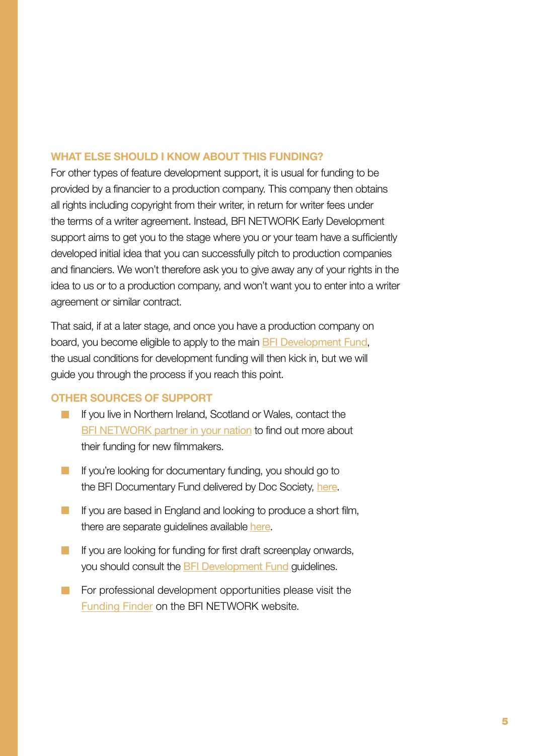## WHAT ELSE SHOULD I KNOW ABOUT THIS FUNDING?

For other types of feature development support, it is usual for funding to be provided by a financier to a production company. This company then obtains all rights including copyright from their writer, in return for writer fees under the terms of a writer agreement. Instead, BFI NETWORK Early Development support aims to get you to the stage where you or your team have a sufficiently developed initial idea that you can successfully pitch to production companies and financiers. We won't therefore ask you to give away any of your rights in the idea to us or to a production company, and won't want you to enter into a writer agreement or similar contract.

That said, if at a later stage, and once you have a production company on board, you become eligible to apply to the main BFI Development Fund, the usual conditions for development funding will then kick in, but we will guide you through the process if you reach this point.

## OTHER SOURCES OF SUPPORT

- If you live in Northern Ireland, Scotland or Wales, contact the BFI NETWORK partner in your nation to find out more about their funding for new filmmakers.
- If you're looking for documentary funding, you should go to the BFI Documentary Fund delivered by Doc Society, here.
- If you are based in England and looking to produce a short film, there are separate guidelines available here.
- If you are looking for funding for first draft screenplay onwards, you should consult the BFI Development Fund guidelines.
- For professional development opportunities please visit the Funding Finder on the BFI NETWORK website.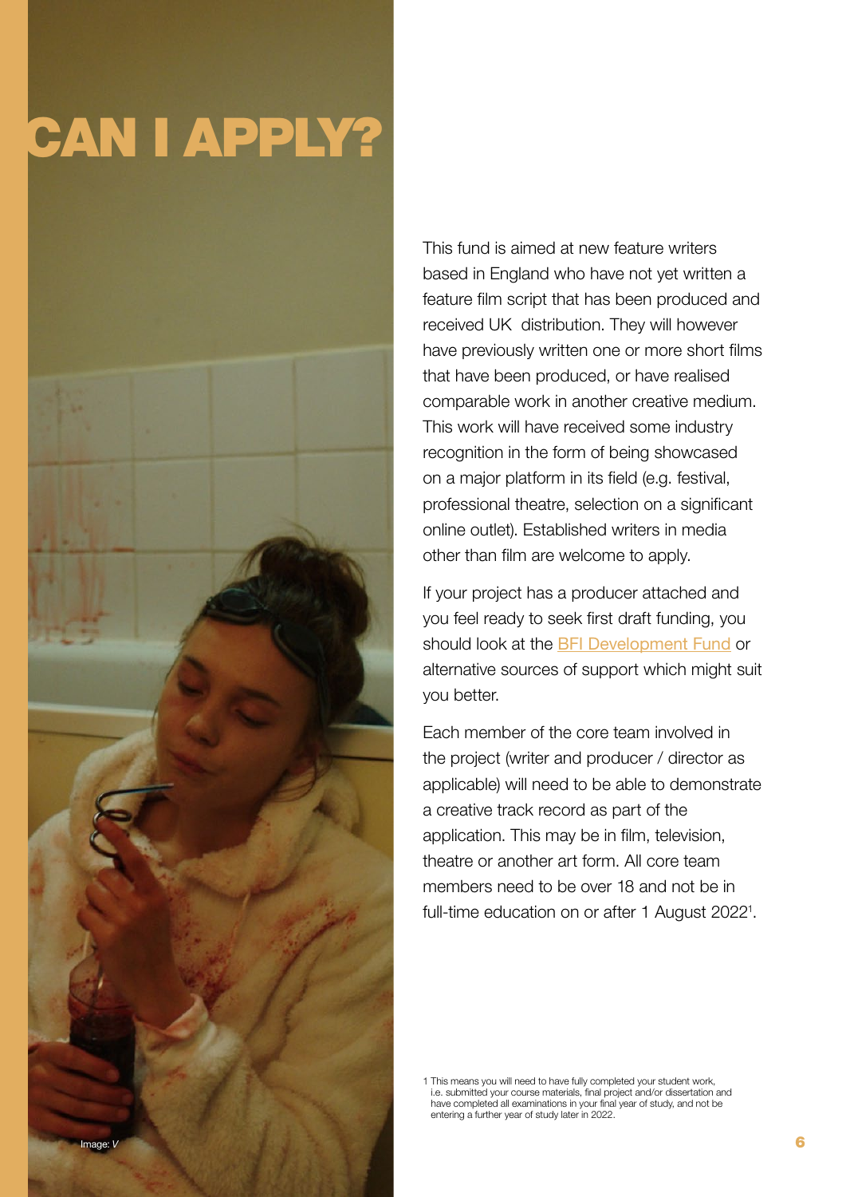# CAN I APPLY?

This fund is aimed at new feature writers based in England who have not yet written a feature film script that has been produced and received UK distribution. They will however have previously written one or more short films that have been produced, or have realised comparable work in another creative medium. This work will have received some industry recognition in the form of being showcased on a major platform in its field (e.g. festival, professional theatre, selection on a significant online outlet). Established writers in media other than film are welcome to apply.

If your project has a producer attached and you feel ready to seek first draft funding, you should look at the BFI Development Fund or alternative sources of support which might suit you better.

Each member of the core team involved in the project (writer and producer / director as applicable) will need to be able to demonstrate a creative track record as part of the application. This may be in film, television, theatre or another art form. All core team members need to be over 18 and not be in full-time education on or after 1 August 2022[1].

Image: *V*

1 This means you will need to have fully completed your student work, i.e. submitted your course materials, final project and/or dissertation and have completed all examinations in your final year of study, and not be entering a further year of study later in 2022.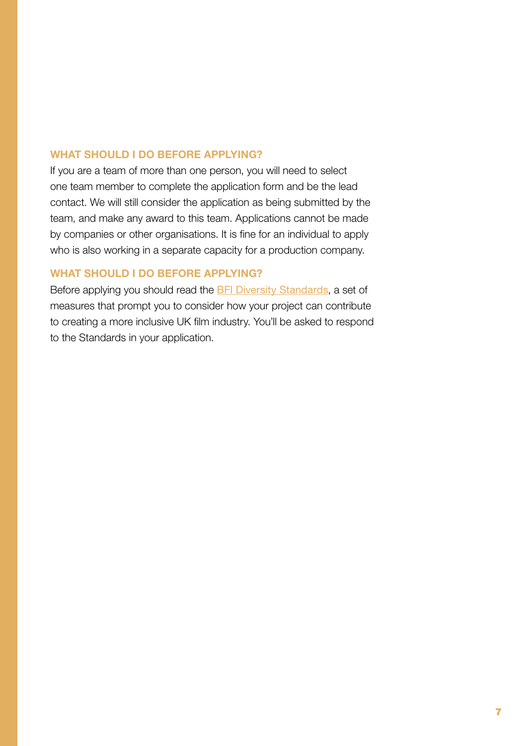### WHAT SHOULD I DO BEFORE APPLYING?

If you are a team of more than one person, you will need to select one team member to complete the application form and be the lead contact. We will still consider the application as being submitted by the team, and make any award to this team. Applications cannot be made by companies or other organisations. It is fine for an individual to apply who is also working in a separate capacity for a production company.

### WHAT SHOULD I DO BEFORE APPLYING?

Before applying you should read the BFI Diversity Standards, a set of measures that prompt you to consider how your project can contribute to creating a more inclusive UK film industry. You'll be asked to respond to the Standards in your application.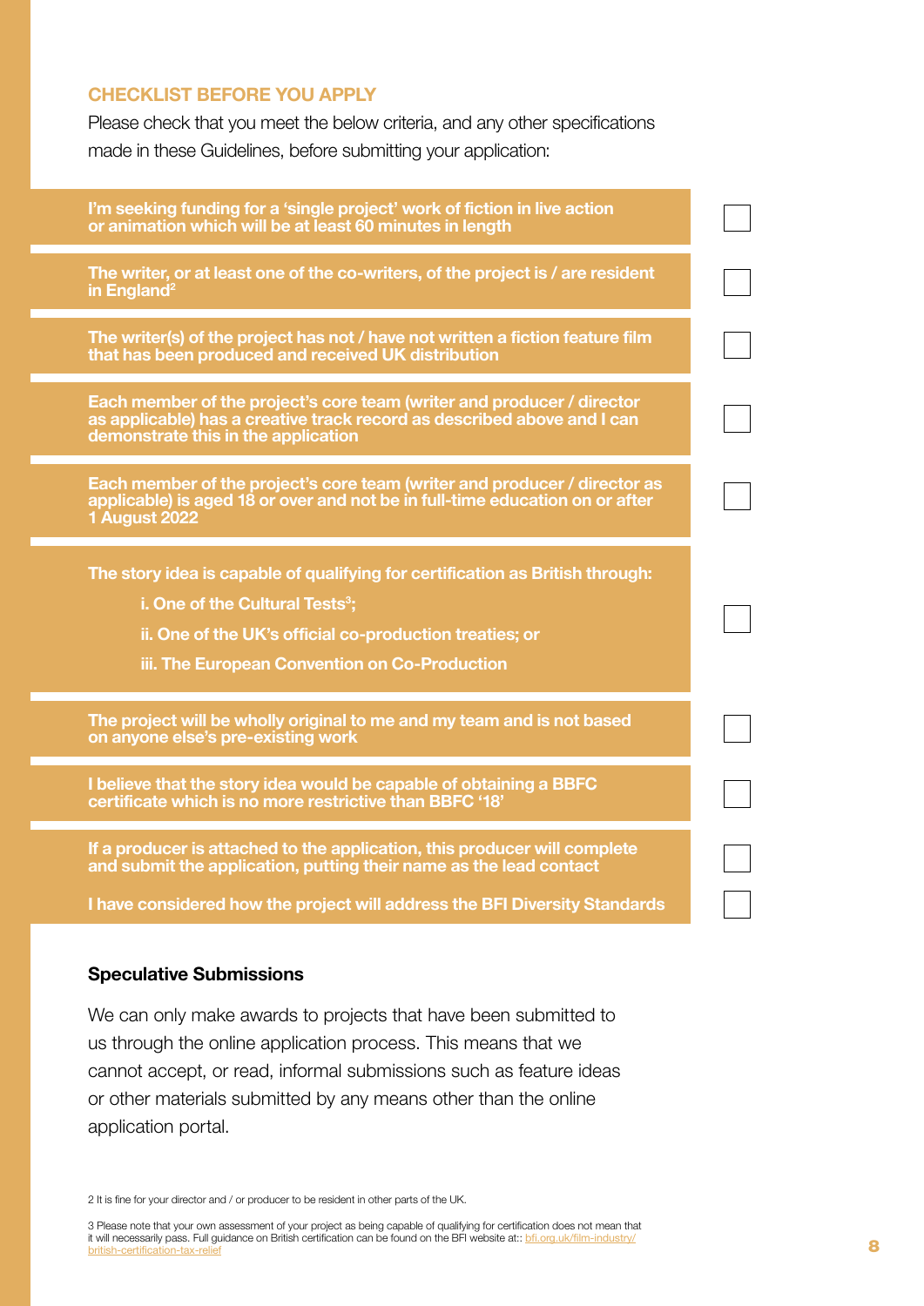### CHECKLIST BEFORE YOU APPLY

Please check that you meet the below criteria, and any other specifications made in these Guidelines, before submitting your application:

- [ ] **I'm seeking funding for a 'single project' work of fiction in live action or animation which will be at least 60 minutes in length**
- [ ] **The writer, or at least one of the co-writers, of the project is / are resident in England[2]**
- [ ] **The writer(s) of the project has not / have not written a fiction feature film that has been produced and received UK distribution**
- [ ] **Each member of the project's core team (writer and producer / director as applicable) has a creative track record as described above and I can demonstrate this in the application**
- [ ] **Each member of the project's core team (writer and producer / director as applicable) is aged 18 or over and not be in full-time education on or after 1 August 2022**
- [ ] **The story idea is capable of qualifying for certification as British through:**
  - **i. One of the Cultural Tests[3];**
  - **ii. One of the UK's official co-production treaties; or**
  - **iii. The European Convention on Co-Production**
- [ ] **The project will be wholly original to me and my team and is not based on anyone else's pre-existing work**
- [ ] **I believe that the story idea would be capable of obtaining a BBFC certificate which is no more restrictive than BBFC '18'**
- [ ] **If a producer is attached to the application, this producer will complete and submit the application, putting their name as the lead contact**
- [ ] **I have considered how the project will address the BFI Diversity Standards**

**Speculative Submissions**

We can only make awards to projects that have been submitted to us through the online application process. This means that we cannot accept, or read, informal submissions such as feature ideas or other materials submitted by any means other than the online application portal.

2 It is fine for your director and / or producer to be resident in other parts of the UK.

3 Please note that your own assessment of your project as being capable of qualifying for certification does not mean that it will necessarily pass. Full guidance on British certification can be found on the BFI website at:: bfi.org.uk/film-industry/british-certification-tax-relief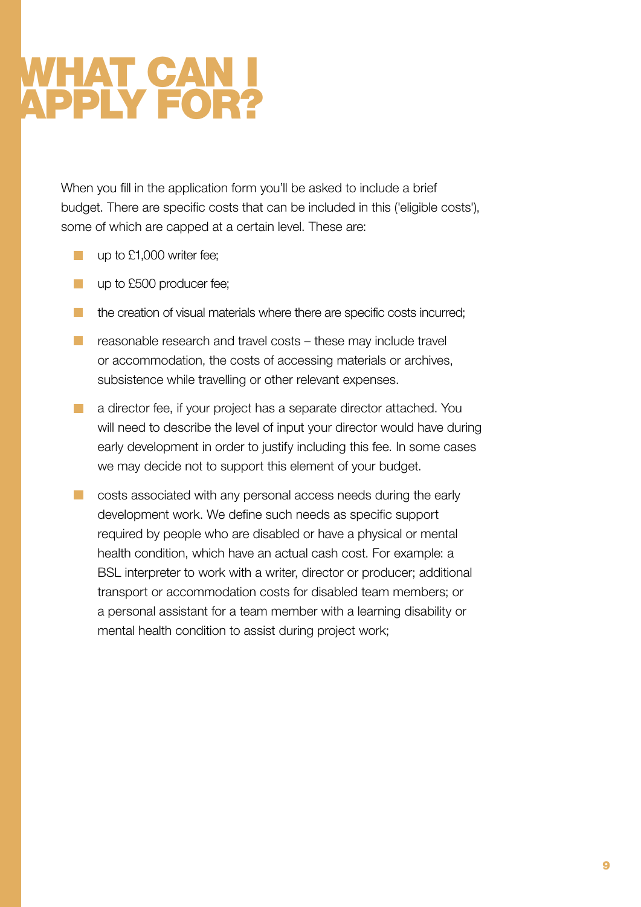# WHAT CAN I APPLY FOR?

When you fill in the application form you'll be asked to include a brief budget. There are specific costs that can be included in this ('eligible costs'), some of which are capped at a certain level. These are:

- up to £1,000 writer fee;
- up to £500 producer fee;
- the creation of visual materials where there are specific costs incurred;
- reasonable research and travel costs – these may include travel or accommodation, the costs of accessing materials or archives, subsistence while travelling or other relevant expenses.
- a director fee, if your project has a separate director attached. You will need to describe the level of input your director would have during early development in order to justify including this fee. In some cases we may decide not to support this element of your budget.
- costs associated with any personal access needs during the early development work. We define such needs as specific support required by people who are disabled or have a physical or mental health condition, which have an actual cash cost. For example: a BSL interpreter to work with a writer, director or producer; additional transport or accommodation costs for disabled team members; or a personal assistant for a team member with a learning disability or mental health condition to assist during project work;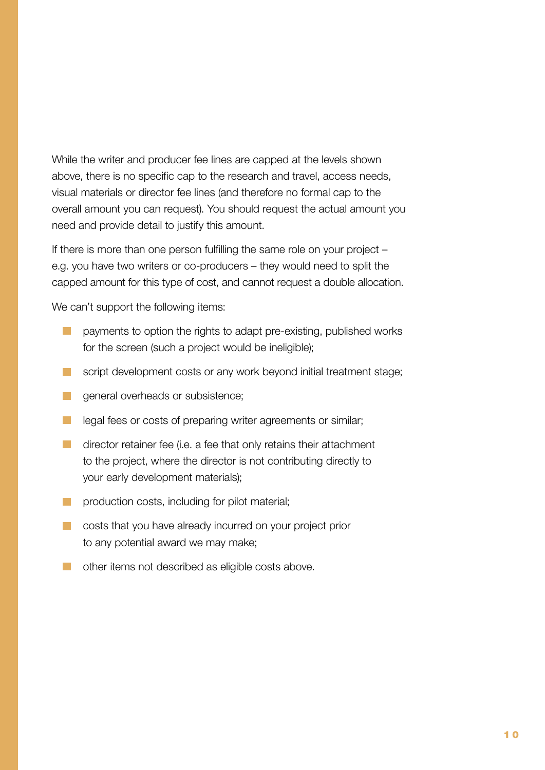While the writer and producer fee lines are capped at the levels shown above, there is no specific cap to the research and travel, access needs, visual materials or director fee lines (and therefore no formal cap to the overall amount you can request). You should request the actual amount you need and provide detail to justify this amount.

If there is more than one person fulfilling the same role on your project – e.g. you have two writers or co-producers – they would need to split the capped amount for this type of cost, and cannot request a double allocation.

We can't support the following items:

- payments to option the rights to adapt pre-existing, published works for the screen (such a project would be ineligible);
- script development costs or any work beyond initial treatment stage;
- general overheads or subsistence;
- legal fees or costs of preparing writer agreements or similar;
- director retainer fee (i.e. a fee that only retains their attachment to the project, where the director is not contributing directly to your early development materials);
- production costs, including for pilot material;
- costs that you have already incurred on your project prior to any potential award we may make;
- other items not described as eligible costs above.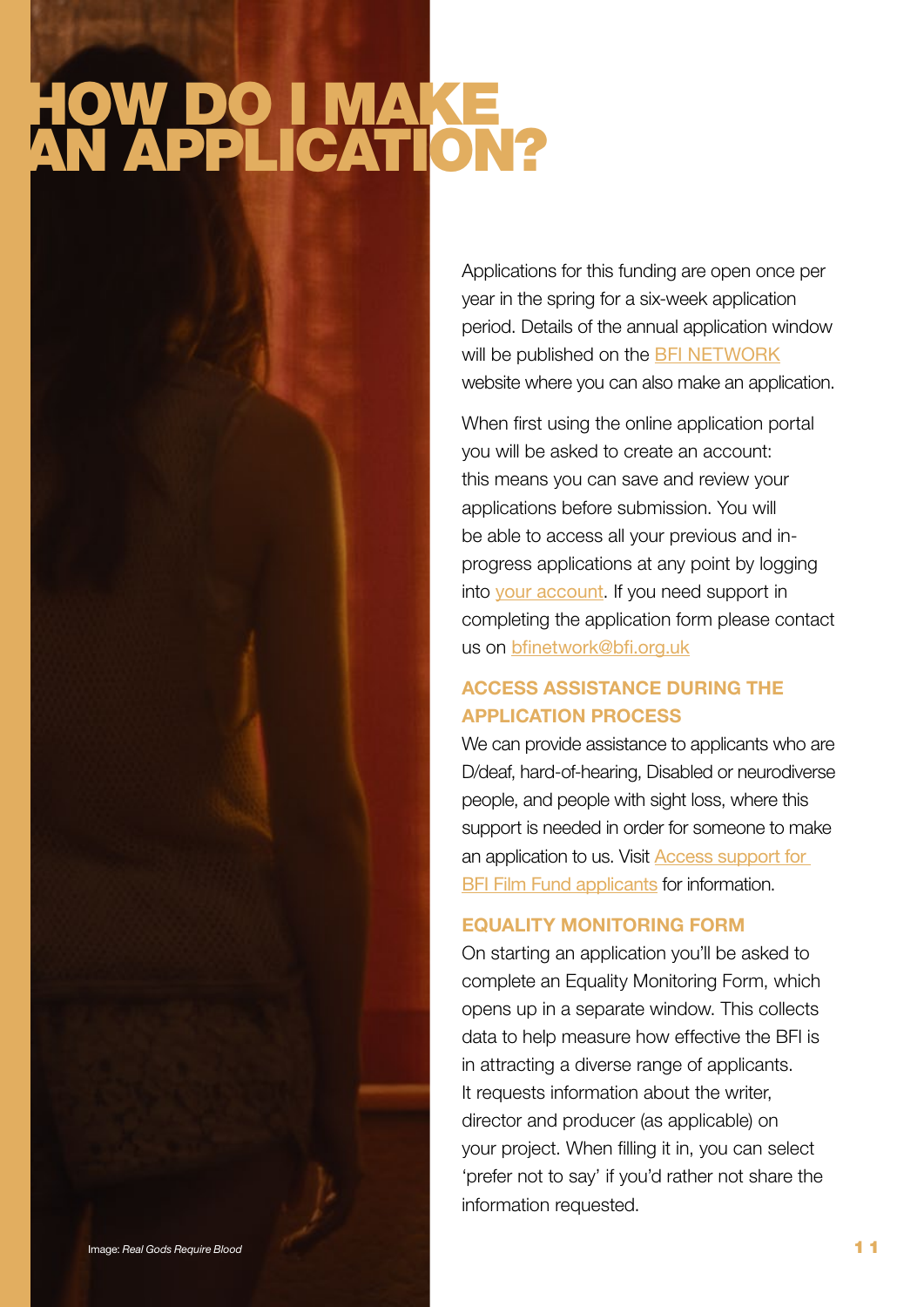# HOW DO I MAKE AN APPLICATION?

Applications for this funding are open once per year in the spring for a six-week application period. Details of the annual application window will be published on the BFI NETWORK website where you can also make an application.

When first using the online application portal you will be asked to create an account: this means you can save and review your applications before submission. You will be able to access all your previous and in-progress applications at any point by logging into your account. If you need support in completing the application form please contact us on bfinetwork@bfi.org.uk

## ACCESS ASSISTANCE DURING THE APPLICATION PROCESS

We can provide assistance to applicants who are D/deaf, hard-of-hearing, Disabled or neurodiverse people, and people with sight loss, where this support is needed in order for someone to make an application to us. Visit Access support for BFI Film Fund applicants for information.

## EQUALITY MONITORING FORM

On starting an application you'll be asked to complete an Equality Monitoring Form, which opens up in a separate window. This collects data to help measure how effective the BFI is in attracting a diverse range of applicants. It requests information about the writer, director and producer (as applicable) on your project. When filling it in, you can select 'prefer not to say' if you'd rather not share the information requested.

Image: *Real Gods Require Blood*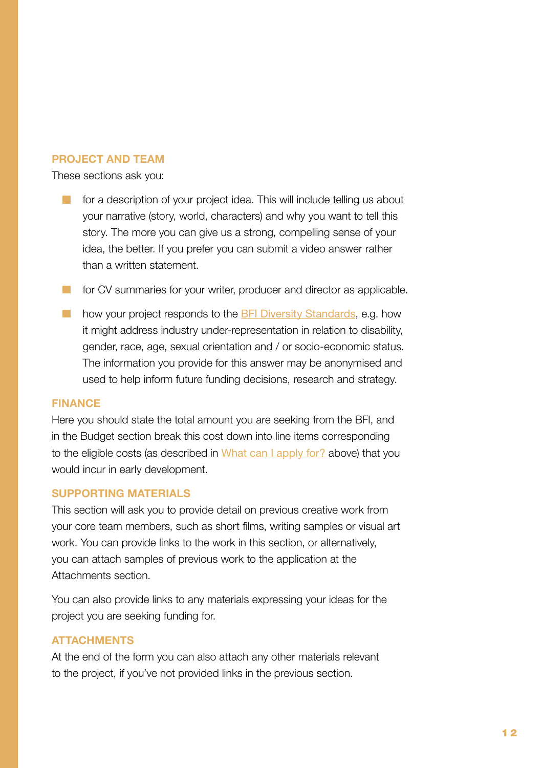### PROJECT AND TEAM

These sections ask you:

- for a description of your project idea. This will include telling us about your narrative (story, world, characters) and why you want to tell this story. The more you can give us a strong, compelling sense of your idea, the better. If you prefer you can submit a video answer rather than a written statement.
- for CV summaries for your writer, producer and director as applicable.
- how your project responds to the BFI Diversity Standards, e.g. how it might address industry under-representation in relation to disability, gender, race, age, sexual orientation and / or socio-economic status. The information you provide for this answer may be anonymised and used to help inform future funding decisions, research and strategy.

### FINANCE

Here you should state the total amount you are seeking from the BFI, and in the Budget section break this cost down into line items corresponding to the eligible costs (as described in What can I apply for? above) that you would incur in early development.

### SUPPORTING MATERIALS

This section will ask you to provide detail on previous creative work from your core team members, such as short films, writing samples or visual art work. You can provide links to the work in this section, or alternatively, you can attach samples of previous work to the application at the Attachments section.

You can also provide links to any materials expressing your ideas for the project you are seeking funding for.

### ATTACHMENTS

At the end of the form you can also attach any other materials relevant to the project, if you've not provided links in the previous section.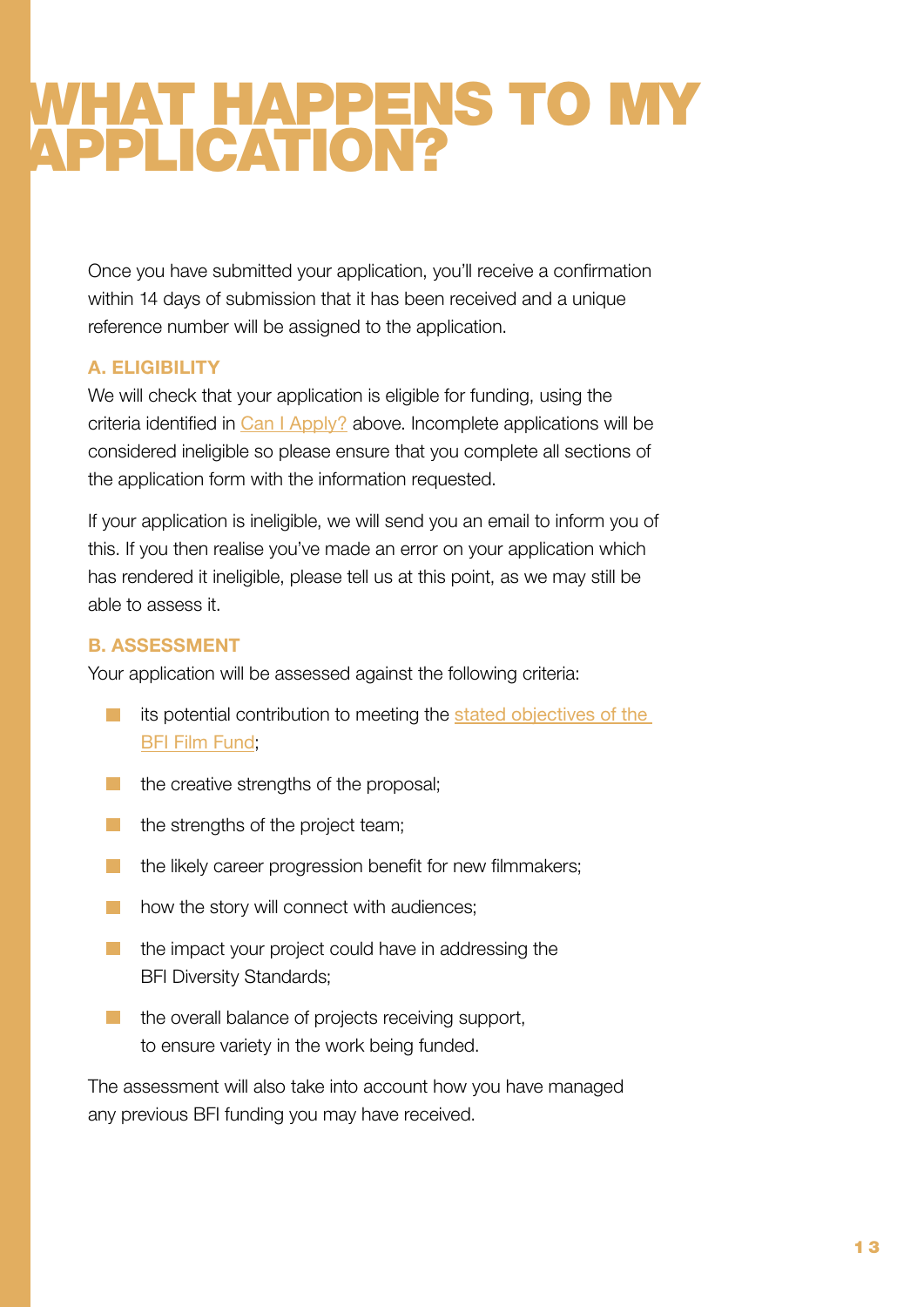# WHAT HAPPENS TO MY APPLICATION?

Once you have submitted your application, you'll receive a confirmation within 14 days of submission that it has been received and a unique reference number will be assigned to the application.

### A. ELIGIBILITY

We will check that your application is eligible for funding, using the criteria identified in Can I Apply? above. Incomplete applications will be considered ineligible so please ensure that you complete all sections of the application form with the information requested.

If your application is ineligible, we will send you an email to inform you of this. If you then realise you've made an error on your application which has rendered it ineligible, please tell us at this point, as we may still be able to assess it.

### B. ASSESSMENT

Your application will be assessed against the following criteria:

- its potential contribution to meeting the stated objectives of the BFI Film Fund;
- the creative strengths of the proposal;
- the strengths of the project team;
- the likely career progression benefit for new filmmakers;
- how the story will connect with audiences;
- the impact your project could have in addressing the BFI Diversity Standards;
- the overall balance of projects receiving support, to ensure variety in the work being funded.

The assessment will also take into account how you have managed any previous BFI funding you may have received.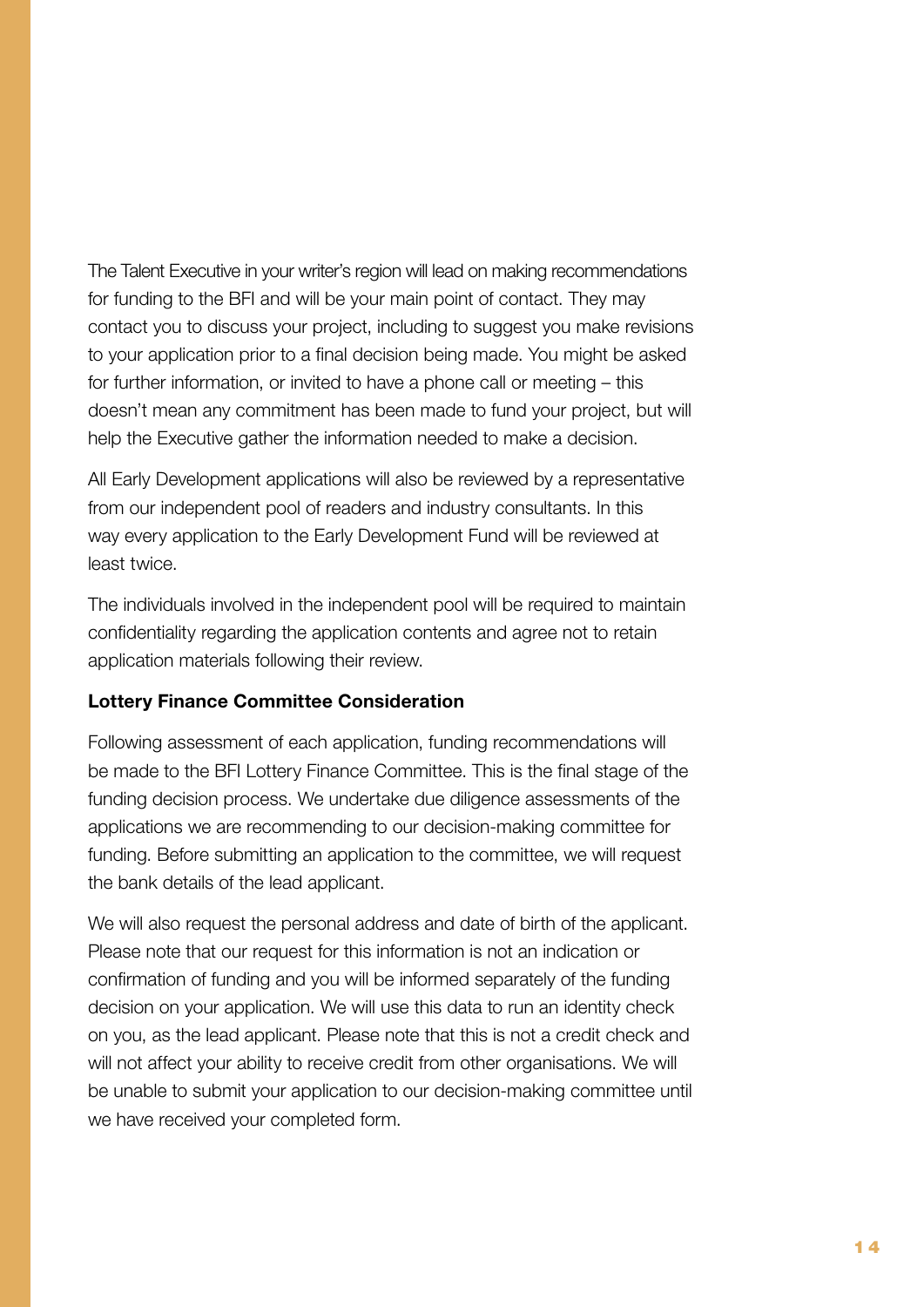The Talent Executive in your writer's region will lead on making recommendations for funding to the BFI and will be your main point of contact. They may contact you to discuss your project, including to suggest you make revisions to your application prior to a final decision being made. You might be asked for further information, or invited to have a phone call or meeting – this doesn't mean any commitment has been made to fund your project, but will help the Executive gather the information needed to make a decision.

All Early Development applications will also be reviewed by a representative from our independent pool of readers and industry consultants. In this way every application to the Early Development Fund will be reviewed at least twice.

The individuals involved in the independent pool will be required to maintain confidentiality regarding the application contents and agree not to retain application materials following their review.

**Lottery Finance Committee Consideration**

Following assessment of each application, funding recommendations will be made to the BFI Lottery Finance Committee. This is the final stage of the funding decision process. We undertake due diligence assessments of the applications we are recommending to our decision-making committee for funding. Before submitting an application to the committee, we will request the bank details of the lead applicant.

We will also request the personal address and date of birth of the applicant. Please note that our request for this information is not an indication or confirmation of funding and you will be informed separately of the funding decision on your application. We will use this data to run an identity check on you, as the lead applicant. Please note that this is not a credit check and will not affect your ability to receive credit from other organisations. We will be unable to submit your application to our decision-making committee until we have received your completed form.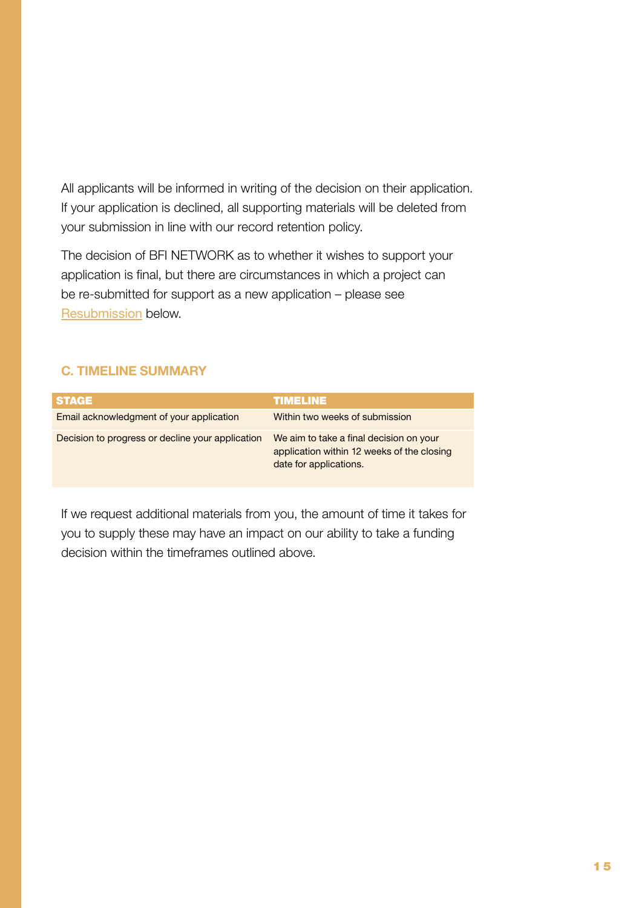All applicants will be informed in writing of the decision on their application. If your application is declined, all supporting materials will be deleted from your submission in line with our record retention policy.

The decision of BFI NETWORK as to whether it wishes to support your application is final, but there are circumstances in which a project can be re-submitted for support as a new application – please see Resubmission below.

### C. TIMELINE SUMMARY

| STAGE | TIMELINE |
|---|---|
| Email acknowledgment of your application | Within two weeks of submission |
| Decision to progress or decline your application | We aim to take a final decision on your application within 12 weeks of the closing date for applications. |

If we request additional materials from you, the amount of time it takes for you to supply these may have an impact on our ability to take a funding decision within the timeframes outlined above.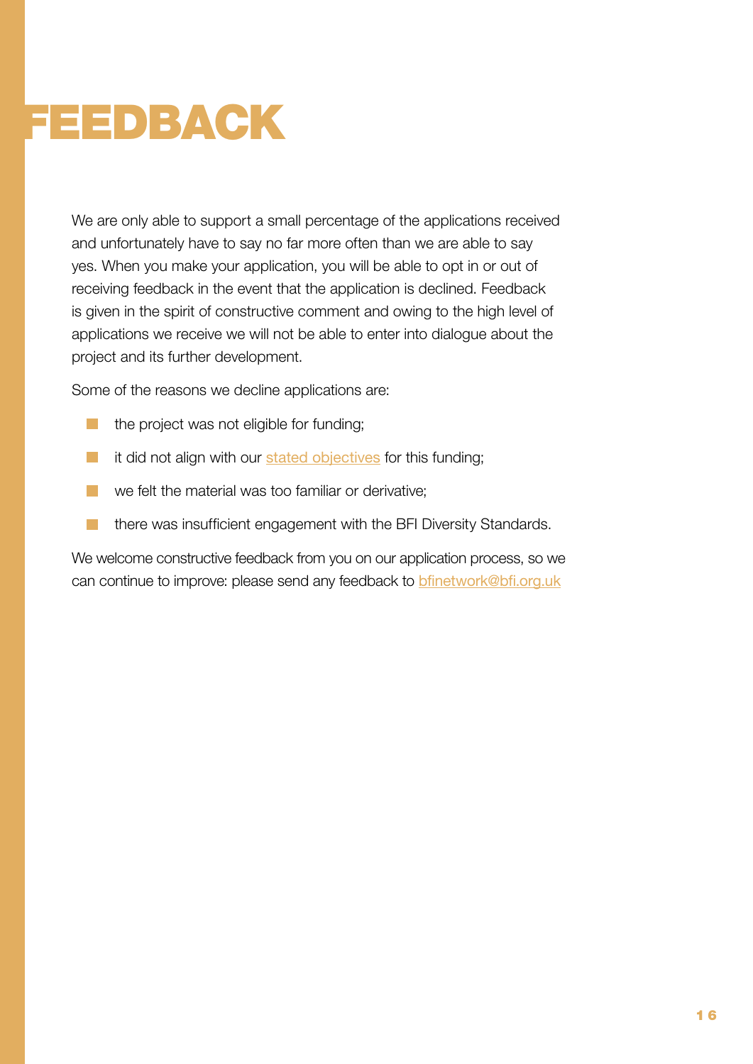# FEEDBACK

We are only able to support a small percentage of the applications received and unfortunately have to say no far more often than we are able to say yes. When you make your application, you will be able to opt in or out of receiving feedback in the event that the application is declined. Feedback is given in the spirit of constructive comment and owing to the high level of applications we receive we will not be able to enter into dialogue about the project and its further development.

Some of the reasons we decline applications are:

- the project was not eligible for funding;
- it did not align with our stated objectives for this funding;
- we felt the material was too familiar or derivative;
- there was insufficient engagement with the BFI Diversity Standards.

We welcome constructive feedback from you on our application process, so we can continue to improve: please send any feedback to bfinetwork@bfi.org.uk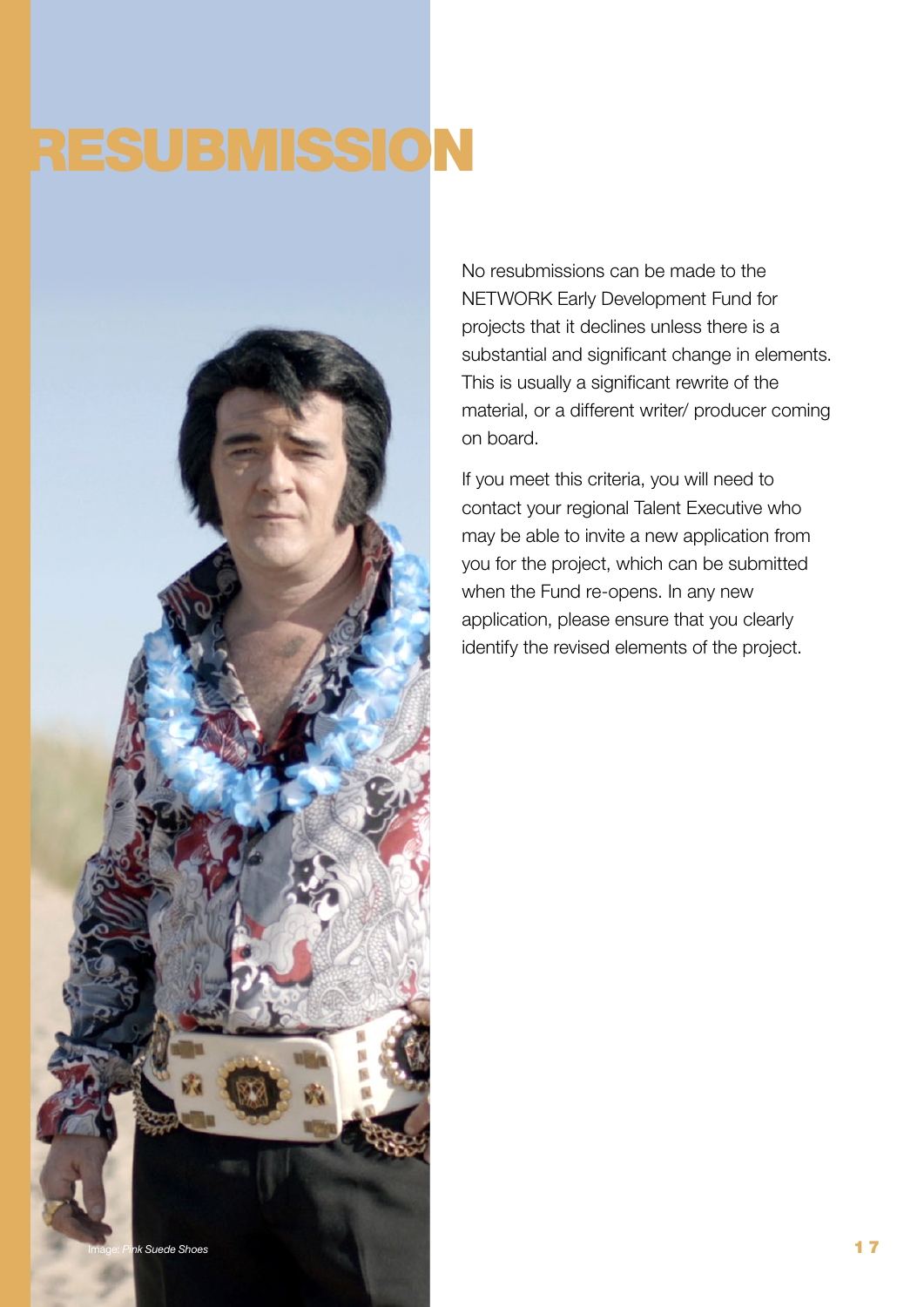# RESUBMISSION

No resubmissions can be made to the NETWORK Early Development Fund for projects that it declines unless there is a substantial and significant change in elements. This is usually a significant rewrite of the material, or a different writer/ producer coming on board.

If you meet this criteria, you will need to contact your regional Talent Executive who may be able to invite a new application from you for the project, which can be submitted when the Fund re-opens. In any new application, please ensure that you clearly identify the revised elements of the project.

Image: *Pink Suede Shoes*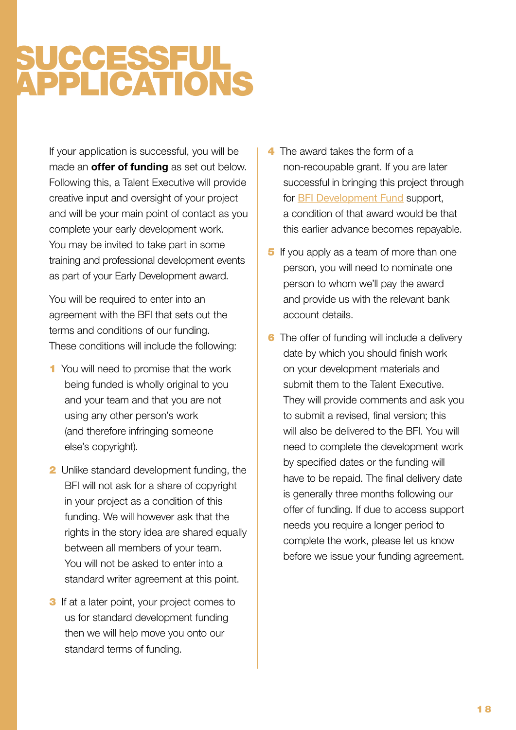# SUCCESSFUL APPLICATIONS

If your application is successful, you will be made an **offer of funding** as set out below. Following this, a Talent Executive will provide creative input and oversight of your project and will be your main point of contact as you complete your early development work. You may be invited to take part in some training and professional development events as part of your Early Development award.

You will be required to enter into an agreement with the BFI that sets out the terms and conditions of our funding. These conditions will include the following:

1. You will need to promise that the work being funded is wholly original to you and your team and that you are not using any other person's work (and therefore infringing someone else's copyright).
2. Unlike standard development funding, the BFI will not ask for a share of copyright in your project as a condition of this funding. We will however ask that the rights in the story idea are shared equally between all members of your team. You will not be asked to enter into a standard writer agreement at this point.
3. If at a later point, your project comes to us for standard development funding then we will help move you onto our standard terms of funding.
4. The award takes the form of a non-recoupable grant. If you are later successful in bringing this project through for BFI Development Fund support, a condition of that award would be that this earlier advance becomes repayable.
5. If you apply as a team of more than one person, you will need to nominate one person to whom we'll pay the award and provide us with the relevant bank account details.
6. The offer of funding will include a delivery date by which you should finish work on your development materials and submit them to the Talent Executive. They will provide comments and ask you to submit a revised, final version; this will also be delivered to the BFI. You will need to complete the development work by specified dates or the funding will have to be repaid. The final delivery date is generally three months following our offer of funding. If due to access support needs you require a longer period to complete the work, please let us know before we issue your funding agreement.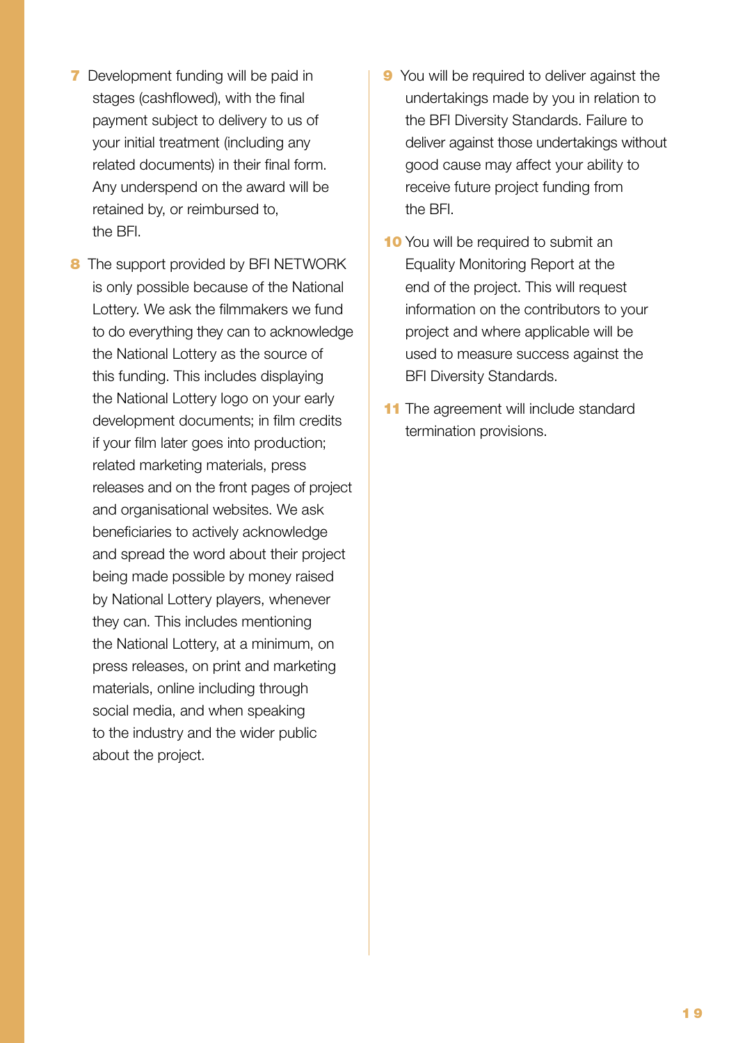7. Development funding will be paid in stages (cashflowed), with the final payment subject to delivery to us of your initial treatment (including any related documents) in their final form. Any underspend on the award will be retained by, or reimbursed to, the BFI.

8. The support provided by BFI NETWORK is only possible because of the National Lottery. We ask the filmmakers we fund to do everything they can to acknowledge the National Lottery as the source of this funding. This includes displaying the National Lottery logo on your early development documents; in film credits if your film later goes into production; related marketing materials, press releases and on the front pages of project and organisational websites. We ask beneficiaries to actively acknowledge and spread the word about their project being made possible by money raised by National Lottery players, whenever they can. This includes mentioning the National Lottery, at a minimum, on press releases, on print and marketing materials, online including through social media, and when speaking to the industry and the wider public about the project.

9. You will be required to deliver against the undertakings made by you in relation to the BFI Diversity Standards. Failure to deliver against those undertakings without good cause may affect your ability to receive future project funding from the BFI.

10. You will be required to submit an Equality Monitoring Report at the end of the project. This will request information on the contributors to your project and where applicable will be used to measure success against the BFI Diversity Standards.

11. The agreement will include standard termination provisions.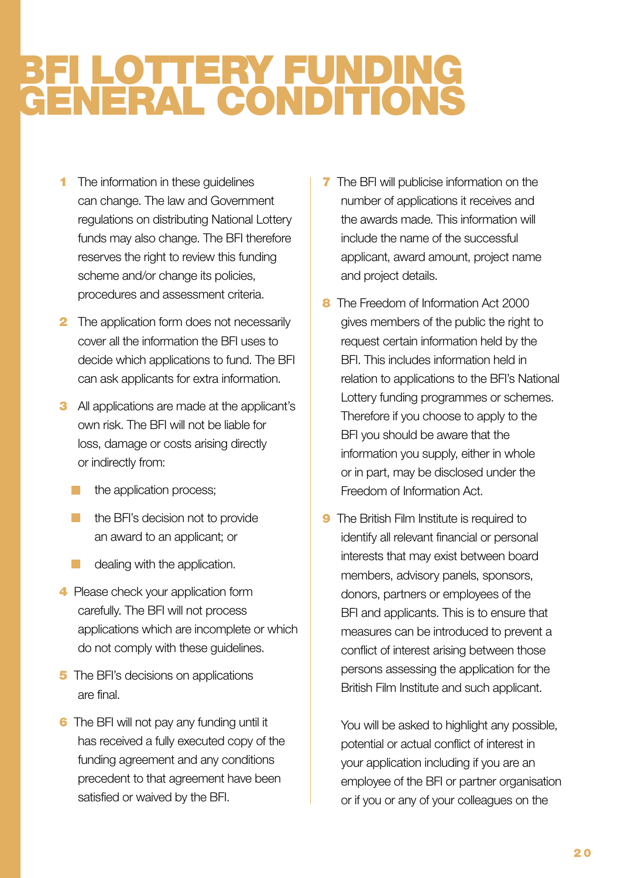# BFI LOTTERY FUNDING GENERAL CONDITIONS

1. The information in these guidelines can change. The law and Government regulations on distributing National Lottery funds may also change. The BFI therefore reserves the right to review this funding scheme and/or change its policies, procedures and assessment criteria.

2. The application form does not necessarily cover all the information the BFI uses to decide which applications to fund. The BFI can ask applicants for extra information.

3. All applications are made at the applicant's own risk. The BFI will not be liable for loss, damage or costs arising directly or indirectly from:
   - the application process;
   - the BFI's decision not to provide an award to an applicant; or
   - dealing with the application.

4. Please check your application form carefully. The BFI will not process applications which are incomplete or which do not comply with these guidelines.

5. The BFI's decisions on applications are final.

6. The BFI will not pay any funding until it has received a fully executed copy of the funding agreement and any conditions precedent to that agreement have been satisfied or waived by the BFI.

7. The BFI will publicise information on the number of applications it receives and the awards made. This information will include the name of the successful applicant, award amount, project name and project details.

8. The Freedom of Information Act 2000 gives members of the public the right to request certain information held by the BFI. This includes information held in relation to applications to the BFI's National Lottery funding programmes or schemes. Therefore if you choose to apply to the BFI you should be aware that the information you supply, either in whole or in part, may be disclosed under the Freedom of Information Act.

9. The British Film Institute is required to identify all relevant financial or personal interests that may exist between board members, advisory panels, sponsors, donors, partners or employees of the BFI and applicants. This is to ensure that measures can be introduced to prevent a conflict of interest arising between those persons assessing the application for the British Film Institute and such applicant.

   You will be asked to highlight any possible, potential or actual conflict of interest in your application including if you are an employee of the BFI or partner organisation or if you or any of your colleagues on the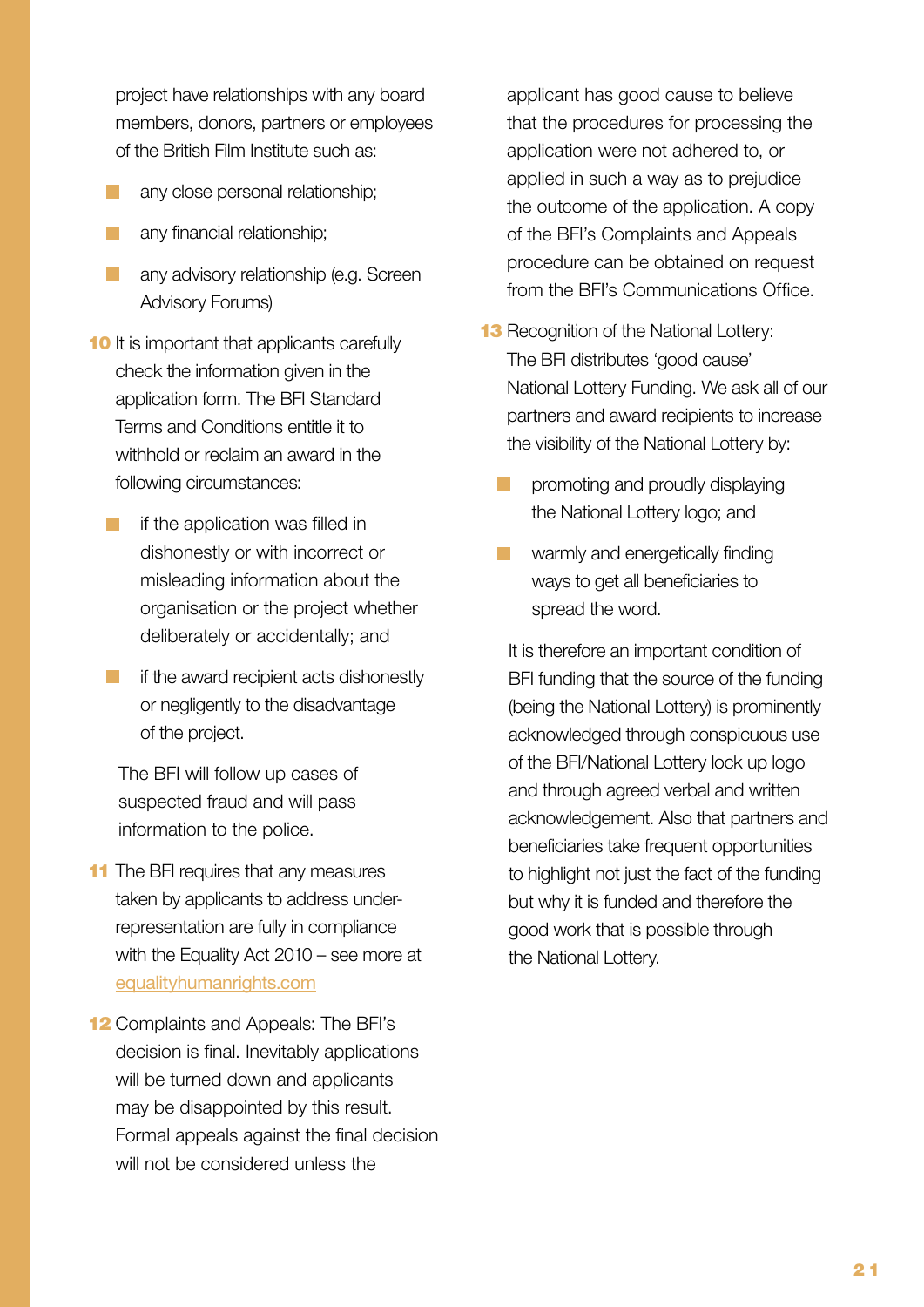project have relationships with any board members, donors, partners or employees of the British Film Institute such as:

- any close personal relationship;
- any financial relationship;
- any advisory relationship (e.g. Screen Advisory Forums)

**10** It is important that applicants carefully check the information given in the application form. The BFI Standard Terms and Conditions entitle it to withhold or reclaim an award in the following circumstances:

- if the application was filled in dishonestly or with incorrect or misleading information about the organisation or the project whether deliberately or accidentally; and
- if the award recipient acts dishonestly or negligently to the disadvantage of the project.

The BFI will follow up cases of suspected fraud and will pass information to the police.

**11** The BFI requires that any measures taken by applicants to address under-representation are fully in compliance with the Equality Act 2010 – see more at equalityhumanrights.com

**12** Complaints and Appeals: The BFI's decision is final. Inevitably applications will be turned down and applicants may be disappointed by this result. Formal appeals against the final decision will not be considered unless the applicant has good cause to believe that the procedures for processing the application were not adhered to, or applied in such a way as to prejudice the outcome of the application. A copy of the BFI's Complaints and Appeals procedure can be obtained on request from the BFI's Communications Office.

**13** Recognition of the National Lottery: The BFI distributes 'good cause' National Lottery Funding. We ask all of our partners and award recipients to increase the visibility of the National Lottery by:

- promoting and proudly displaying the National Lottery logo; and
- warmly and energetically finding ways to get all beneficiaries to spread the word.

It is therefore an important condition of BFI funding that the source of the funding (being the National Lottery) is prominently acknowledged through conspicuous use of the BFI/National Lottery lock up logo and through agreed verbal and written acknowledgement. Also that partners and beneficiaries take frequent opportunities to highlight not just the fact of the funding but why it is funded and therefore the good work that is possible through the National Lottery.